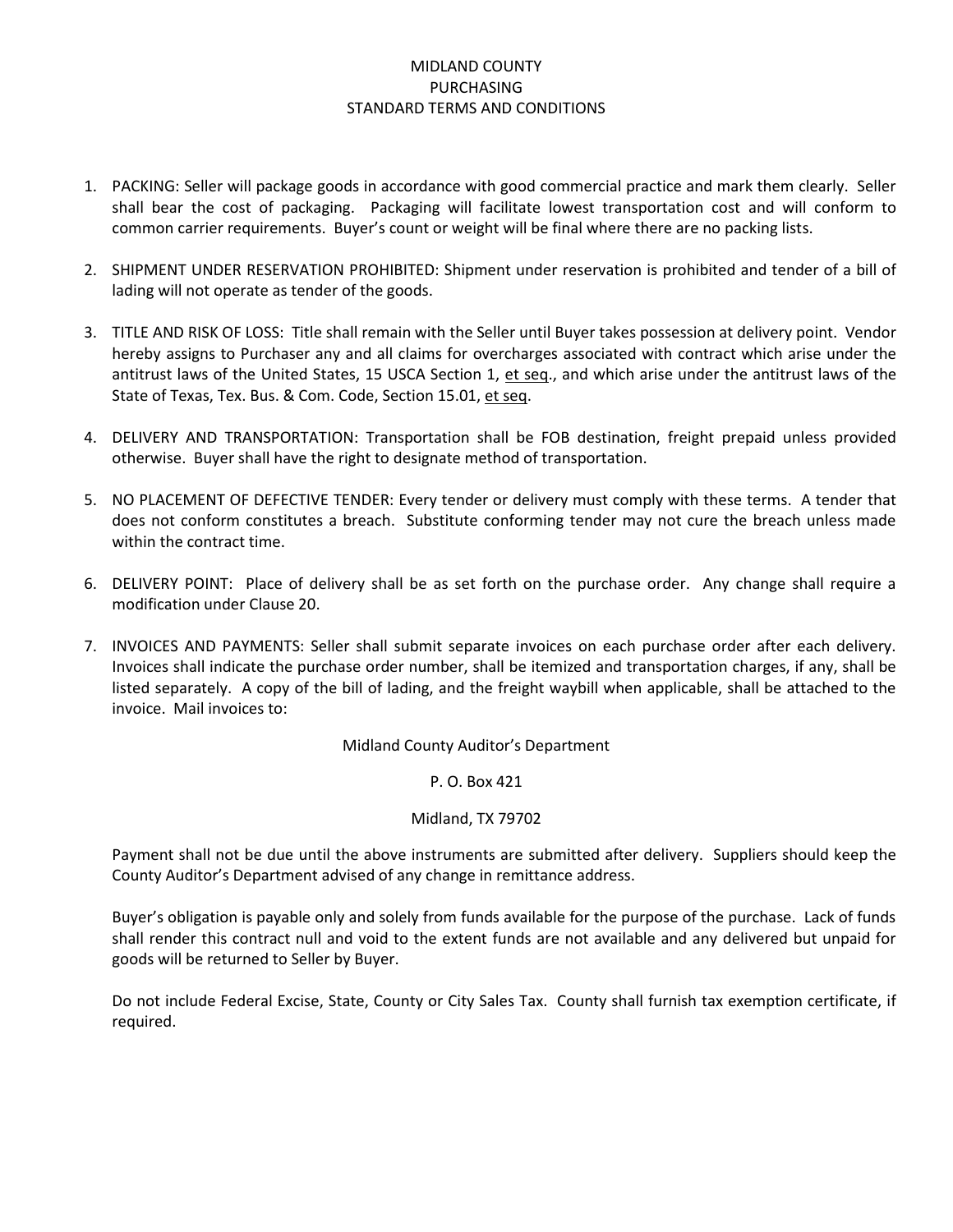# MIDLAND COUNTY
## PURCHASING
## STANDARD TERMS AND CONDITIONS

1. PACKING: Seller will package goods in accordance with good commercial practice and mark them clearly. Seller shall bear the cost of packaging. Packaging will facilitate lowest transportation cost and will conform to common carrier requirements. Buyer's count or weight will be final where there are no packing lists.

2. SHIPMENT UNDER RESERVATION PROHIBITED: Shipment under reservation is prohibited and tender of a bill of lading will not operate as tender of the goods.

3. TITLE AND RISK OF LOSS: Title shall remain with the Seller until Buyer takes possession at delivery point. Vendor hereby assigns to Purchaser any and all claims for overcharges associated with contract which arise under the antitrust laws of the United States, 15 USCA Section 1, et seq., and which arise under the antitrust laws of the State of Texas, Tex. Bus. & Com. Code, Section 15.01, et seq.

4. DELIVERY AND TRANSPORTATION: Transportation shall be FOB destination, freight prepaid unless provided otherwise. Buyer shall have the right to designate method of transportation.

5. NO PLACEMENT OF DEFECTIVE TENDER: Every tender or delivery must comply with these terms. A tender that does not conform constitutes a breach. Substitute conforming tender may not cure the breach unless made within the contract time.

6. DELIVERY POINT: Place of delivery shall be as set forth on the purchase order. Any change shall require a modification under Clause 20.

7. INVOICES AND PAYMENTS: Seller shall submit separate invoices on each purchase order after each delivery. Invoices shall indicate the purchase order number, shall be itemized and transportation charges, if any, shall be listed separately. A copy of the bill of lading, and the freight waybill when applicable, shall be attached to the invoice. Mail invoices to:

   Midland County Auditor's Department

   P. O. Box 421

   Midland, TX 79702

   Payment shall not be due until the above instruments are submitted after delivery. Suppliers should keep the County Auditor's Department advised of any change in remittance address.

   Buyer's obligation is payable only and solely from funds available for the purpose of the purchase. Lack of funds shall render this contract null and void to the extent funds are not available and any delivered but unpaid for goods will be returned to Seller by Buyer.

   Do not include Federal Excise, State, County or City Sales Tax. County shall furnish tax exemption certificate, if required.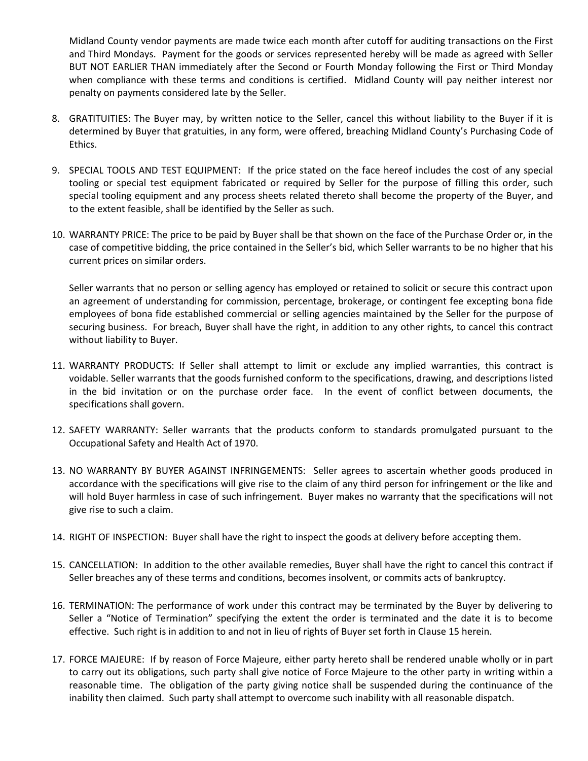Midland County vendor payments are made twice each month after cutoff for auditing transactions on the First and Third Mondays. Payment for the goods or services represented hereby will be made as agreed with Seller BUT NOT EARLIER THAN immediately after the Second or Fourth Monday following the First or Third Monday when compliance with these terms and conditions is certified. Midland County will pay neither interest nor penalty on payments considered late by the Seller.

8. GRATITUITIES: The Buyer may, by written notice to the Seller, cancel this without liability to the Buyer if it is determined by Buyer that gratuities, in any form, were offered, breaching Midland County's Purchasing Code of Ethics.

9. SPECIAL TOOLS AND TEST EQUIPMENT: If the price stated on the face hereof includes the cost of any special tooling or special test equipment fabricated or required by Seller for the purpose of filling this order, such special tooling equipment and any process sheets related thereto shall become the property of the Buyer, and to the extent feasible, shall be identified by the Seller as such.

10. WARRANTY PRICE: The price to be paid by Buyer shall be that shown on the face of the Purchase Order or, in the case of competitive bidding, the price contained in the Seller's bid, which Seller warrants to be no higher that his current prices on similar orders.

    Seller warrants that no person or selling agency has employed or retained to solicit or secure this contract upon an agreement of understanding for commission, percentage, brokerage, or contingent fee excepting bona fide employees of bona fide established commercial or selling agencies maintained by the Seller for the purpose of securing business. For breach, Buyer shall have the right, in addition to any other rights, to cancel this contract without liability to Buyer.

11. WARRANTY PRODUCTS: If Seller shall attempt to limit or exclude any implied warranties, this contract is voidable. Seller warrants that the goods furnished conform to the specifications, drawing, and descriptions listed in the bid invitation or on the purchase order face. In the event of conflict between documents, the specifications shall govern.

12. SAFETY WARRANTY: Seller warrants that the products conform to standards promulgated pursuant to the Occupational Safety and Health Act of 1970.

13. NO WARRANTY BY BUYER AGAINST INFRINGEMENTS: Seller agrees to ascertain whether goods produced in accordance with the specifications will give rise to the claim of any third person for infringement or the like and will hold Buyer harmless in case of such infringement. Buyer makes no warranty that the specifications will not give rise to such a claim.

14. RIGHT OF INSPECTION: Buyer shall have the right to inspect the goods at delivery before accepting them.

15. CANCELLATION: In addition to the other available remedies, Buyer shall have the right to cancel this contract if Seller breaches any of these terms and conditions, becomes insolvent, or commits acts of bankruptcy.

16. TERMINATION: The performance of work under this contract may be terminated by the Buyer by delivering to Seller a "Notice of Termination" specifying the extent the order is terminated and the date it is to become effective. Such right is in addition to and not in lieu of rights of Buyer set forth in Clause 15 herein.

17. FORCE MAJEURE: If by reason of Force Majeure, either party hereto shall be rendered unable wholly or in part to carry out its obligations, such party shall give notice of Force Majeure to the other party in writing within a reasonable time. The obligation of the party giving notice shall be suspended during the continuance of the inability then claimed. Such party shall attempt to overcome such inability with all reasonable dispatch.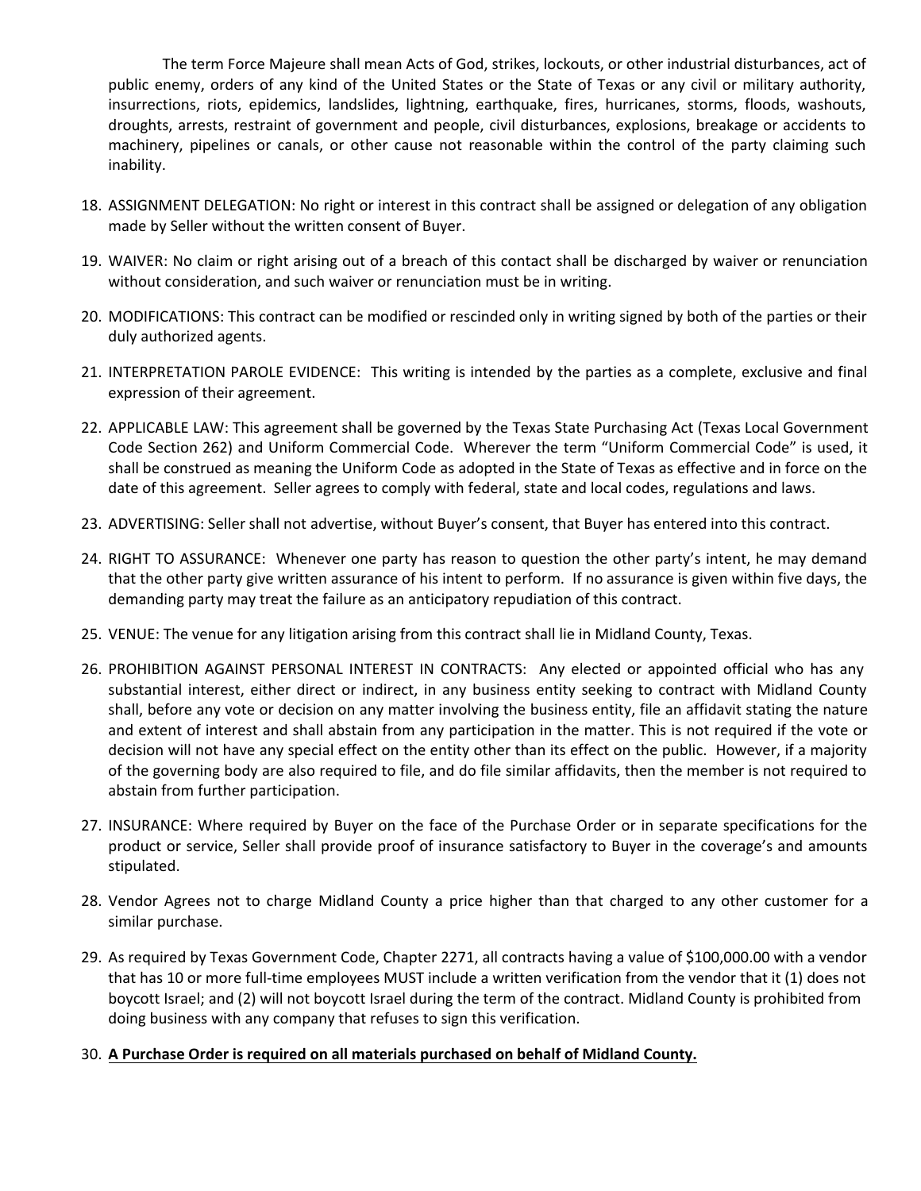The term Force Majeure shall mean Acts of God, strikes, lockouts, or other industrial disturbances, act of public enemy, orders of any kind of the United States or the State of Texas or any civil or military authority, insurrections, riots, epidemics, landslides, lightning, earthquake, fires, hurricanes, storms, floods, washouts, droughts, arrests, restraint of government and people, civil disturbances, explosions, breakage or accidents to machinery, pipelines or canals, or other cause not reasonable within the control of the party claiming such inability.

18. ASSIGNMENT DELEGATION: No right or interest in this contract shall be assigned or delegation of any obligation made by Seller without the written consent of Buyer.

19. WAIVER: No claim or right arising out of a breach of this contact shall be discharged by waiver or renunciation without consideration, and such waiver or renunciation must be in writing.

20. MODIFICATIONS: This contract can be modified or rescinded only in writing signed by both of the parties or their duly authorized agents.

21. INTERPRETATION PAROLE EVIDENCE: This writing is intended by the parties as a complete, exclusive and final expression of their agreement.

22. APPLICABLE LAW: This agreement shall be governed by the Texas State Purchasing Act (Texas Local Government Code Section 262) and Uniform Commercial Code. Wherever the term "Uniform Commercial Code" is used, it shall be construed as meaning the Uniform Code as adopted in the State of Texas as effective and in force on the date of this agreement. Seller agrees to comply with federal, state and local codes, regulations and laws.

23. ADVERTISING: Seller shall not advertise, without Buyer's consent, that Buyer has entered into this contract.

24. RIGHT TO ASSURANCE: Whenever one party has reason to question the other party's intent, he may demand that the other party give written assurance of his intent to perform. If no assurance is given within five days, the demanding party may treat the failure as an anticipatory repudiation of this contract.

25. VENUE: The venue for any litigation arising from this contract shall lie in Midland County, Texas.

26. PROHIBITION AGAINST PERSONAL INTEREST IN CONTRACTS: Any elected or appointed official who has any substantial interest, either direct or indirect, in any business entity seeking to contract with Midland County shall, before any vote or decision on any matter involving the business entity, file an affidavit stating the nature and extent of interest and shall abstain from any participation in the matter. This is not required if the vote or decision will not have any special effect on the entity other than its effect on the public. However, if a majority of the governing body are also required to file, and do file similar affidavits, then the member is not required to abstain from further participation.

27. INSURANCE: Where required by Buyer on the face of the Purchase Order or in separate specifications for the product or service, Seller shall provide proof of insurance satisfactory to Buyer in the coverage's and amounts stipulated.

28. Vendor Agrees not to charge Midland County a price higher than that charged to any other customer for a similar purchase.

29. As required by Texas Government Code, Chapter 2271, all contracts having a value of $100,000.00 with a vendor that has 10 or more full-time employees MUST include a written verification from the vendor that it (1) does not boycott Israel; and (2) will not boycott Israel during the term of the contract. Midland County is prohibited from doing business with any company that refuses to sign this verification.

30. **A Purchase Order is required on all materials purchased on behalf of Midland County.**